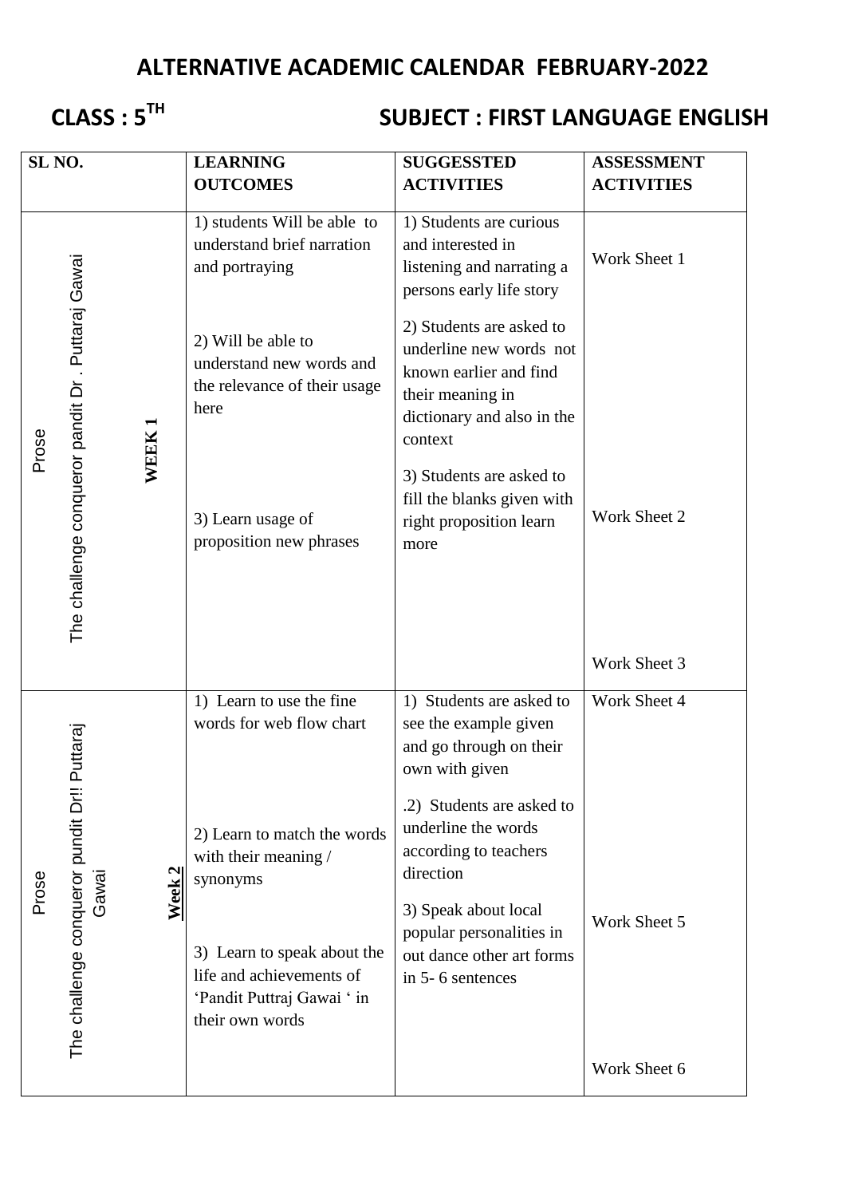# ALTERNATIVE ACADEMIC CALENDAR FEBRUARY-2022

## CLASS : 5TH SUBJECT : FIRST LANGUAGE ENGLISH

| SL NO. | LEARNING OUTCOMES | SUGGESSTED ACTIVITIES | ASSESSMENT ACTIVITIES |
|---|---|---|---|
| Prose<br>The challenge conqueror pandit Dr . Puttaraj Gawai<br>**WEEK 1** | 1) students Will be able to understand brief narration and portraying<br><br>2) Will be able to understand new words and the relevance of their usage here<br><br>3) Learn usage of proposition new phrases | 1) Students are curious and interested in listening and narrating a persons early life story<br><br>2) Students are asked to underline new words not known earlier and find their meaning in dictionary and also in the context<br><br>3) Students are asked to fill the blanks given with right proposition learn more | Work Sheet 1<br><br>Work Sheet 2<br><br>Work Sheet 3 |
| Prose<br>The challenge conqueror pundit Dr!! Puttaraj Gawai<br>**Week 2** | 1) Learn to use the fine words for web flow chart<br><br>2) Learn to match the words with their meaning / synonyms<br><br>3) Learn to speak about the life and achievements of 'Pandit Puttraj Gawai ' in their own words | 1) Students are asked to see the example given and go through on their own with given<br><br>.2) Students are asked to underline the words according to teachers direction<br><br>3) Speak about local popular personalities in out dance other art forms in 5- 6 sentences | Work Sheet 4<br><br>Work Sheet 5<br><br>Work Sheet 6 |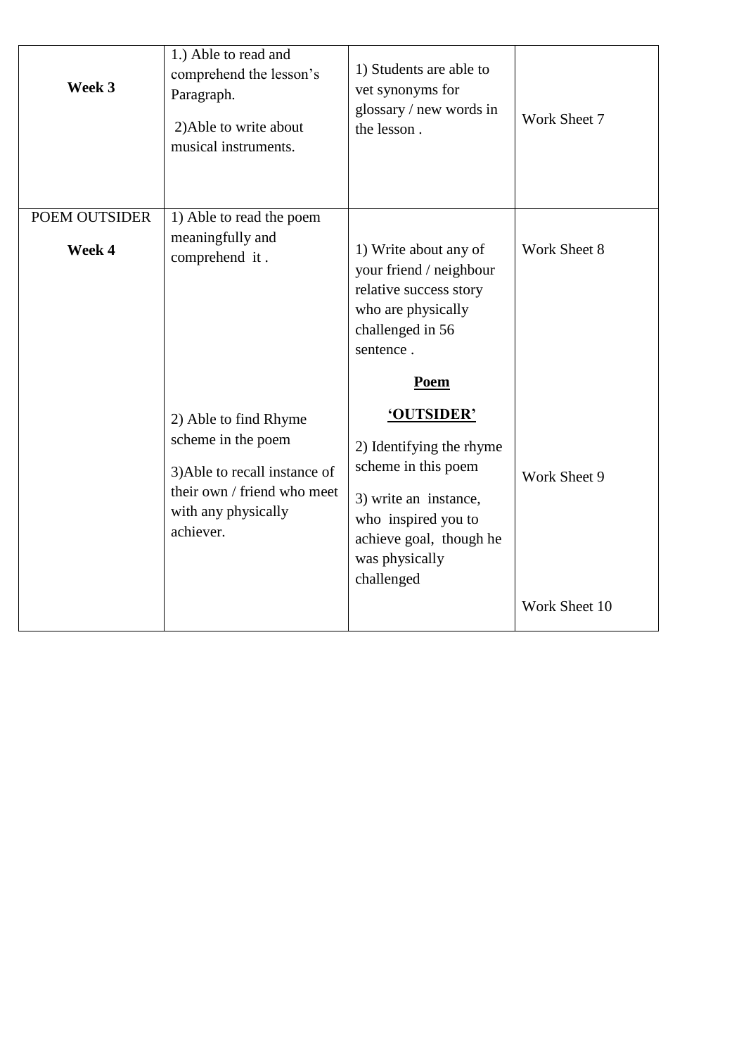| **Week 3** | 1.) Able to read and comprehend the lesson's Paragraph.<br><br>2)Able to write about musical instruments. | 1) Students are able to vet synonyms for glossary / new words in the lesson . | Work Sheet 7 |
|---|---|---|---|
| POEM OUTSIDER<br><br>**Week 4** | 1) Able to read the poem meaningfully and comprehend it .<br><br>2) Able to find Rhyme scheme in the poem<br><br>3)Able to recall instance of their own / friend who meet with any physically achiever. | 1) Write about any of your friend / neighbour relative success story who are physically challenged in 56 sentence .<br><br>**<u>Poem</u>**<br><br>**<u>'OUTSIDER'</u>**<br><br>2) Identifying the rhyme scheme in this poem<br><br>3) write an instance, who inspired you to achieve goal, though he was physically challenged | Work Sheet 8<br><br>Work Sheet 9<br><br>Work Sheet 10 |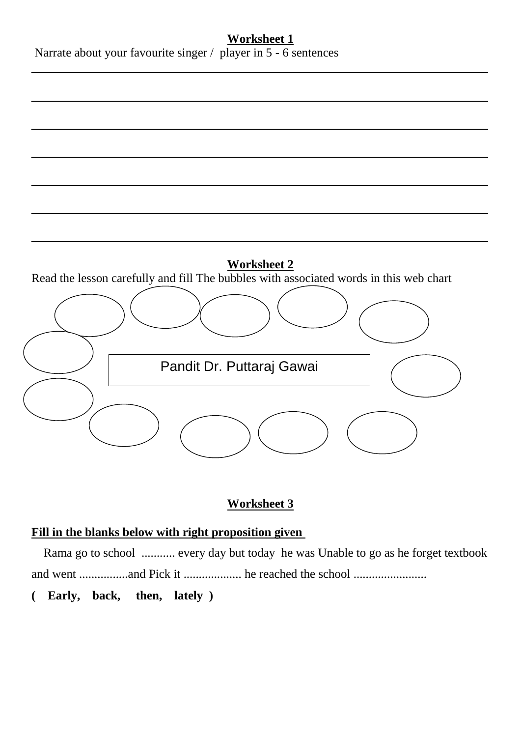**Worksheet 1**

Narrate about your favourite singer / player in 5 - 6 sentences

______________________________________________________________________________

______________________________________________________________________________

______________________________________________________________________________

______________________________________________________________________________

______________________________________________________________________________

______________________________________________________________________________

______________________________________________________________________________

**Worksheet 2**

Read the lesson carefully and fill The bubbles with associated words in this web chart

Pandit Dr. Puttaraj Gawai

**Worksheet 3**

**Fill in the blanks below with right proposition given**

Rama go to school ........... every day but today he was Unable to go as he forget textbook and went ................and Pick it ................... he reached the school ........................

**( Early, back, then, lately )**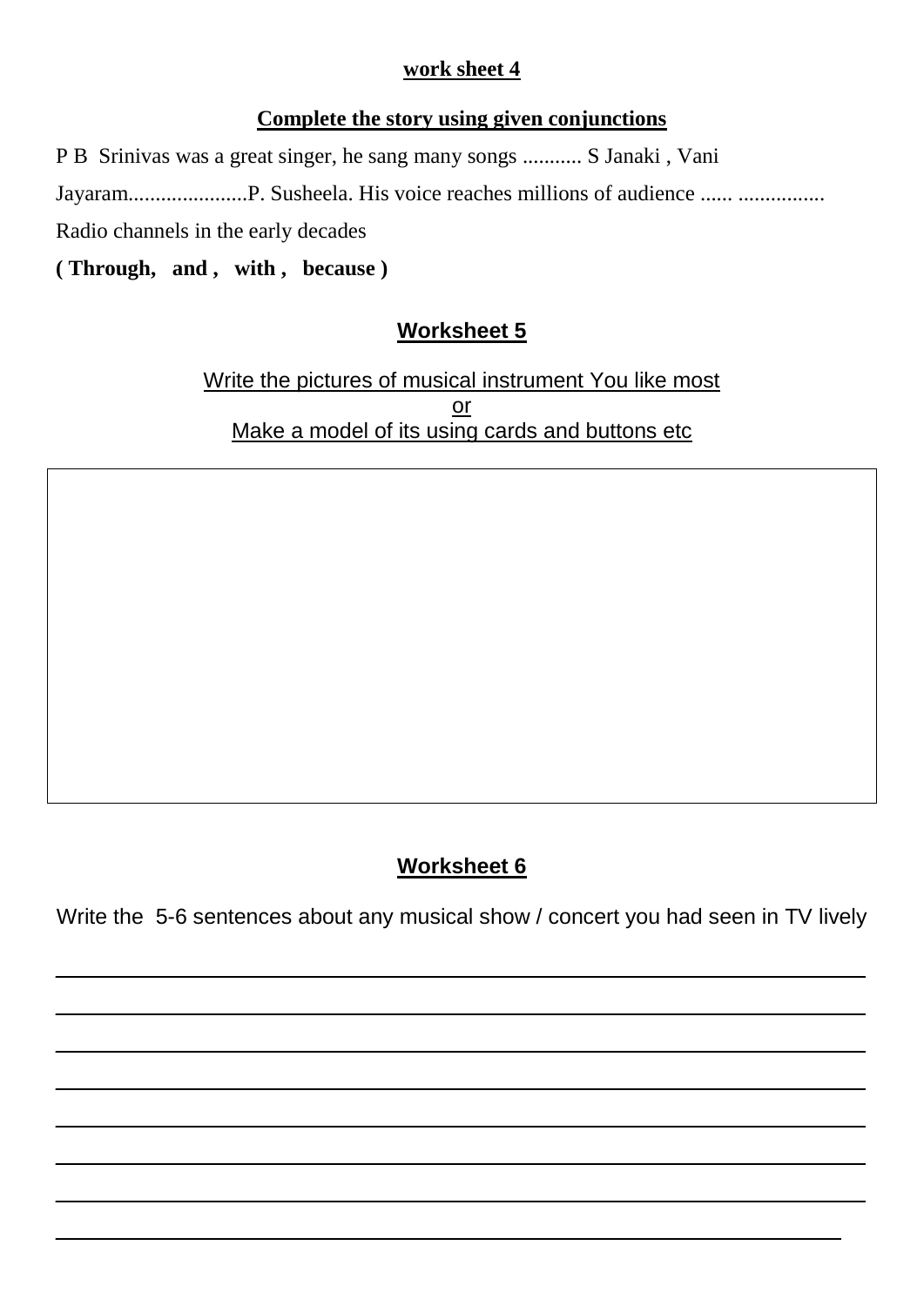**work sheet 4**

**Complete the story using given conjunctions**

P B Srinivas was a great singer, he sang many songs ........... S Janaki , Vani Jayaram......................P. Susheela. His voice reaches millions of audience ...... ................ Radio channels in the early decades

**( Through, and , with , because )**

## Worksheet 5

Write the pictures of musical instrument You like most
or
Make a model of its using cards and buttons etc

## Worksheet 6

Write the 5-6 sentences about any musical show / concert you had seen in TV lively

\_\_\_\_\_\_\_\_\_\_\_\_\_\_\_\_\_\_\_\_\_\_\_\_\_\_\_\_\_\_\_\_\_\_\_\_\_\_\_\_\_\_\_\_\_\_\_\_\_\_\_\_\_\_\_\_\_\_\_\_

\_\_\_\_\_\_\_\_\_\_\_\_\_\_\_\_\_\_\_\_\_\_\_\_\_\_\_\_\_\_\_\_\_\_\_\_\_\_\_\_\_\_\_\_\_\_\_\_\_\_\_\_\_\_\_\_\_\_\_\_

\_\_\_\_\_\_\_\_\_\_\_\_\_\_\_\_\_\_\_\_\_\_\_\_\_\_\_\_\_\_\_\_\_\_\_\_\_\_\_\_\_\_\_\_\_\_\_\_\_\_\_\_\_\_\_\_\_\_\_\_

\_\_\_\_\_\_\_\_\_\_\_\_\_\_\_\_\_\_\_\_\_\_\_\_\_\_\_\_\_\_\_\_\_\_\_\_\_\_\_\_\_\_\_\_\_\_\_\_\_\_\_\_\_\_\_\_\_\_\_\_

\_\_\_\_\_\_\_\_\_\_\_\_\_\_\_\_\_\_\_\_\_\_\_\_\_\_\_\_\_\_\_\_\_\_\_\_\_\_\_\_\_\_\_\_\_\_\_\_\_\_\_\_\_\_\_\_\_\_\_\_

\_\_\_\_\_\_\_\_\_\_\_\_\_\_\_\_\_\_\_\_\_\_\_\_\_\_\_\_\_\_\_\_\_\_\_\_\_\_\_\_\_\_\_\_\_\_\_\_\_\_\_\_\_\_\_\_\_\_\_\_

\_\_\_\_\_\_\_\_\_\_\_\_\_\_\_\_\_\_\_\_\_\_\_\_\_\_\_\_\_\_\_\_\_\_\_\_\_\_\_\_\_\_\_\_\_\_\_\_\_\_\_\_\_\_\_\_\_\_\_\_

\_\_\_\_\_\_\_\_\_\_\_\_\_\_\_\_\_\_\_\_\_\_\_\_\_\_\_\_\_\_\_\_\_\_\_\_\_\_\_\_\_\_\_\_\_\_\_\_\_\_\_\_\_\_\_\_\_\_\_\_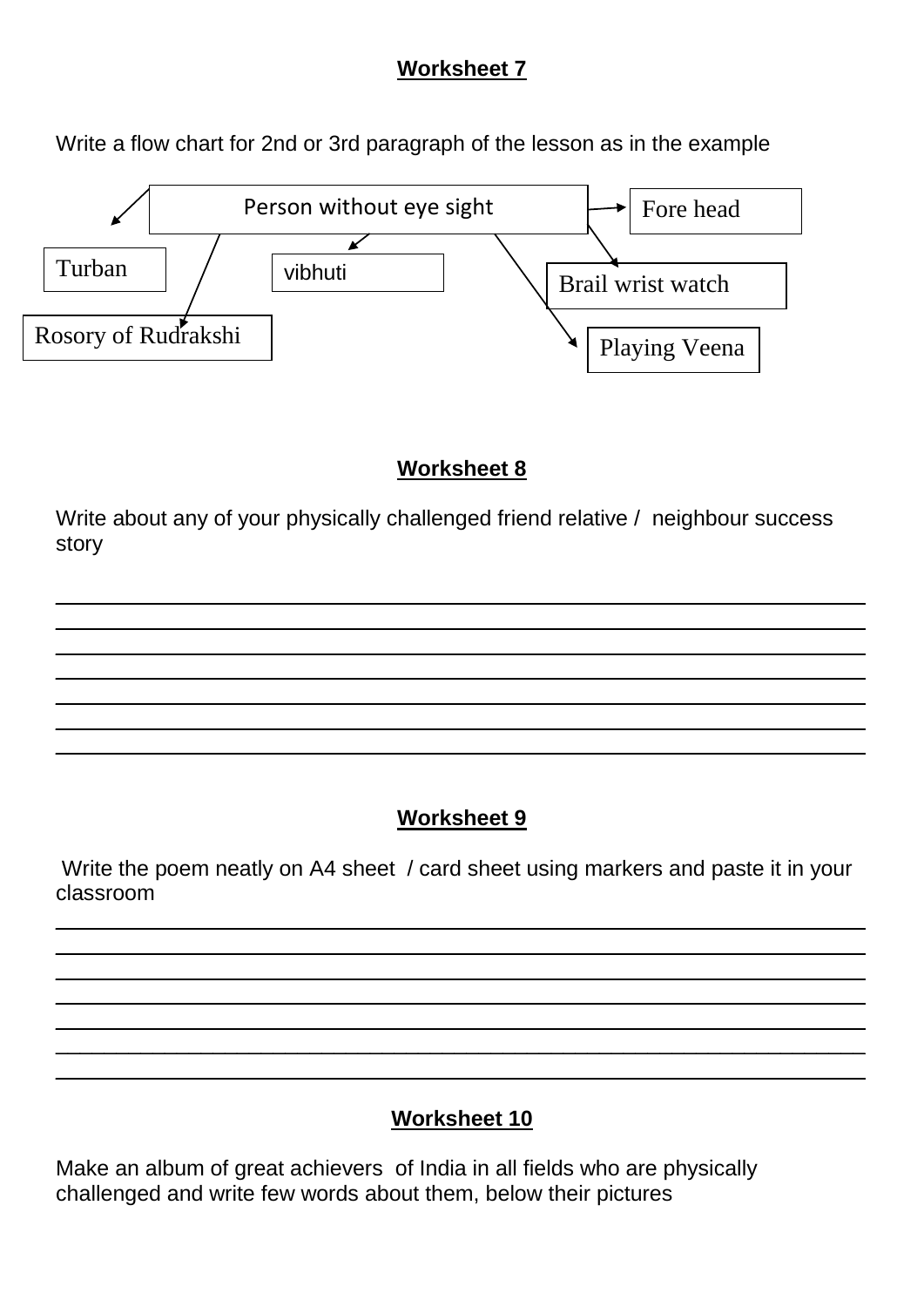**Worksheet 7**

Write a flow chart for 2nd or 3rd paragraph of the lesson as in the example

Person without eye sight

Fore head

Turban

vibhuti

Brail wrist watch

Rosory of Rudrakshi

Playing Veena

**Worksheet 8**

Write about any of your physically challenged friend relative / neighbour success story

\_\_\_\_\_\_\_\_\_\_\_\_\_\_\_\_\_\_\_\_\_\_\_\_\_\_\_\_\_\_\_\_\_\_\_\_\_\_\_\_\_\_\_\_\_\_\_\_\_\_\_\_\_\_\_\_\_\_\_\_

\_\_\_\_\_\_\_\_\_\_\_\_\_\_\_\_\_\_\_\_\_\_\_\_\_\_\_\_\_\_\_\_\_\_\_\_\_\_\_\_\_\_\_\_\_\_\_\_\_\_\_\_\_\_\_\_\_\_\_\_

\_\_\_\_\_\_\_\_\_\_\_\_\_\_\_\_\_\_\_\_\_\_\_\_\_\_\_\_\_\_\_\_\_\_\_\_\_\_\_\_\_\_\_\_\_\_\_\_\_\_\_\_\_\_\_\_\_\_\_\_

\_\_\_\_\_\_\_\_\_\_\_\_\_\_\_\_\_\_\_\_\_\_\_\_\_\_\_\_\_\_\_\_\_\_\_\_\_\_\_\_\_\_\_\_\_\_\_\_\_\_\_\_\_\_\_\_\_\_\_\_

\_\_\_\_\_\_\_\_\_\_\_\_\_\_\_\_\_\_\_\_\_\_\_\_\_\_\_\_\_\_\_\_\_\_\_\_\_\_\_\_\_\_\_\_\_\_\_\_\_\_\_\_\_\_\_\_\_\_\_\_

\_\_\_\_\_\_\_\_\_\_\_\_\_\_\_\_\_\_\_\_\_\_\_\_\_\_\_\_\_\_\_\_\_\_\_\_\_\_\_\_\_\_\_\_\_\_\_\_\_\_\_\_\_\_\_\_\_\_\_\_

\_\_\_\_\_\_\_\_\_\_\_\_\_\_\_\_\_\_\_\_\_\_\_\_\_\_\_\_\_\_\_\_\_\_\_\_\_\_\_\_\_\_\_\_\_\_\_\_\_\_\_\_\_\_\_\_\_\_\_\_

**Worksheet 9**

Write the poem neatly on A4 sheet / card sheet using markers and paste it in your classroom

\_\_\_\_\_\_\_\_\_\_\_\_\_\_\_\_\_\_\_\_\_\_\_\_\_\_\_\_\_\_\_\_\_\_\_\_\_\_\_\_\_\_\_\_\_\_\_\_\_\_\_\_\_\_\_\_\_\_\_\_

\_\_\_\_\_\_\_\_\_\_\_\_\_\_\_\_\_\_\_\_\_\_\_\_\_\_\_\_\_\_\_\_\_\_\_\_\_\_\_\_\_\_\_\_\_\_\_\_\_\_\_\_\_\_\_\_\_\_\_\_

\_\_\_\_\_\_\_\_\_\_\_\_\_\_\_\_\_\_\_\_\_\_\_\_\_\_\_\_\_\_\_\_\_\_\_\_\_\_\_\_\_\_\_\_\_\_\_\_\_\_\_\_\_\_\_\_\_\_\_\_

\_\_\_\_\_\_\_\_\_\_\_\_\_\_\_\_\_\_\_\_\_\_\_\_\_\_\_\_\_\_\_\_\_\_\_\_\_\_\_\_\_\_\_\_\_\_\_\_\_\_\_\_\_\_\_\_\_\_\_\_

\_\_\_\_\_\_\_\_\_\_\_\_\_\_\_\_\_\_\_\_\_\_\_\_\_\_\_\_\_\_\_\_\_\_\_\_\_\_\_\_\_\_\_\_\_\_\_\_\_\_\_\_\_\_\_\_\_\_\_\_

\_\_\_\_\_\_\_\_\_\_\_\_\_\_\_\_\_\_\_\_\_\_\_\_\_\_\_\_\_\_\_\_\_\_\_\_\_\_\_\_\_\_\_\_\_\_\_\_\_\_\_\_\_\_\_\_\_\_\_\_

\_\_\_\_\_\_\_\_\_\_\_\_\_\_\_\_\_\_\_\_\_\_\_\_\_\_\_\_\_\_\_\_\_\_\_\_\_\_\_\_\_\_\_\_\_\_\_\_\_\_\_\_\_\_\_\_\_\_\_\_

**Worksheet 10**

Make an album of great achievers of India in all fields who are physically challenged and write few words about them, below their pictures